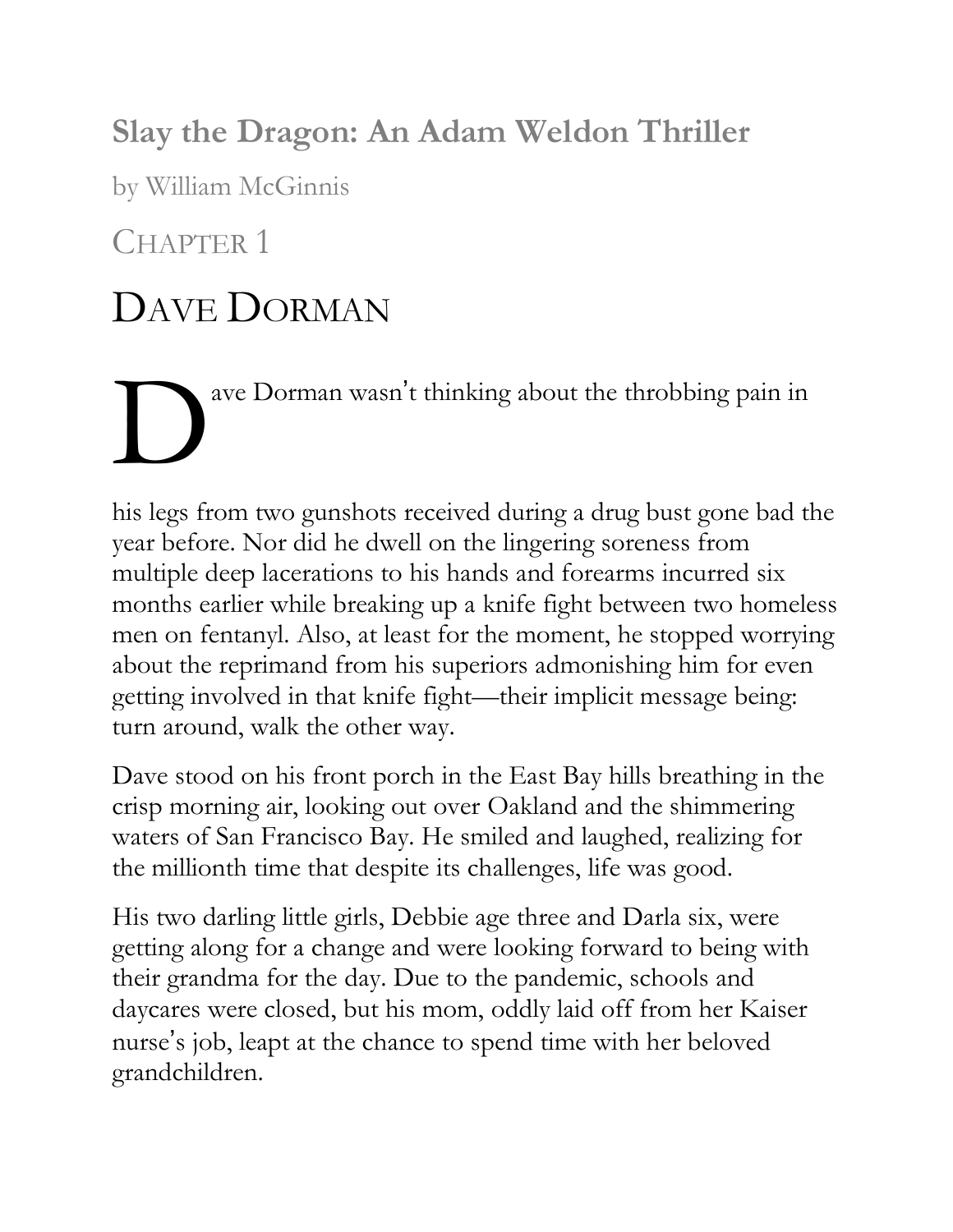## **Slay the Dragon: An Adam Weldon Thriller**

by William McGinnis

### CHAPTER 1

# DAVE DORMAN

Dave Dorman wasn't thinking about the throbbing pain in his legs from two gunshots received during a drug bust gone bad the year before. Nor did he dwell on the lingering soreness from multiple deep lacerations to his hands and forearms incurred six months earlier while breaking up a knife fight between two homeless men on fentanyl. Also, at least for the moment, he stopped worrying about the reprimand from his superiors admonishing him for even getting involved in that knife fight—their implicit message being: turn around, walk the other way.

Dave stood on his front porch in the East Bay hills breathing in the crisp morning air, looking out over Oakland and the shimmering waters of San Francisco Bay. He smiled and laughed, realizing for the millionth time that despite its challenges, life was good.

His two darling little girls, Debbie age three and Darla six, were getting along for a change and were looking forward to being with their grandma for the day. Due to the pandemic, schools and daycares were closed, but his mom, oddly laid off from her Kaiser nurse's job, leapt at the chance to spend time with her beloved grandchildren.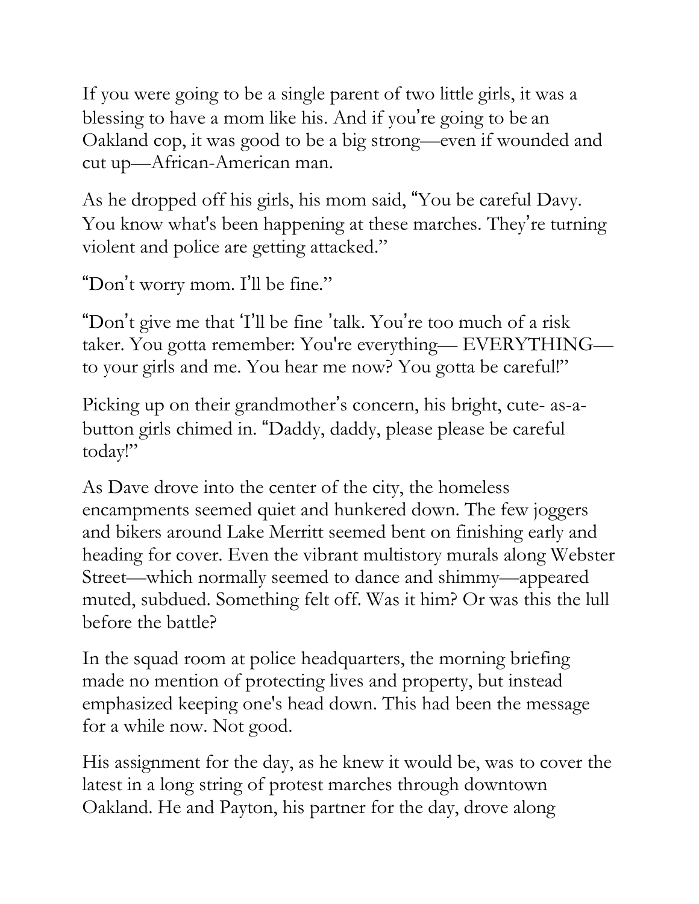If you were going to be a single parent of two little girls, it was a blessing to have a mom like his. And if you're going to be an Oakland cop, it was good to be a big strong—even if wounded and cut up—African-American man.

As he dropped off his girls, his mom said, "You be careful Davy. You know what's been happening at these marches. They're turning violent and police are getting attacked."

"Don't worry mom. I'll be fine."

"Don't give me that 'I'll be fine 'talk. You're too much of a risk taker. You gotta remember: You're everything— EVERYTHING— to your girls and me. You hear me now? You gotta be careful!"

Picking up on their grandmother's concern, his bright, cute- as-a-button girls chimed in. "Daddy, daddy, please please be careful today!"

As Dave drove into the center of the city, the homeless encampments seemed quiet and hunkered down. The few joggers and bikers around Lake Merritt seemed bent on finishing early and heading for cover. Even the vibrant multistory murals along Webster Street—which normally seemed to dance and shimmy—appeared muted, subdued. Something felt off. Was it him? Or was this the lull before the battle?

In the squad room at police headquarters, the morning briefing made no mention of protecting lives and property, but instead emphasized keeping one's head down. This had been the message for a while now. Not good.

His assignment for the day, as he knew it would be, was to cover the latest in a long string of protest marches through downtown Oakland. He and Payton, his partner for the day, drove along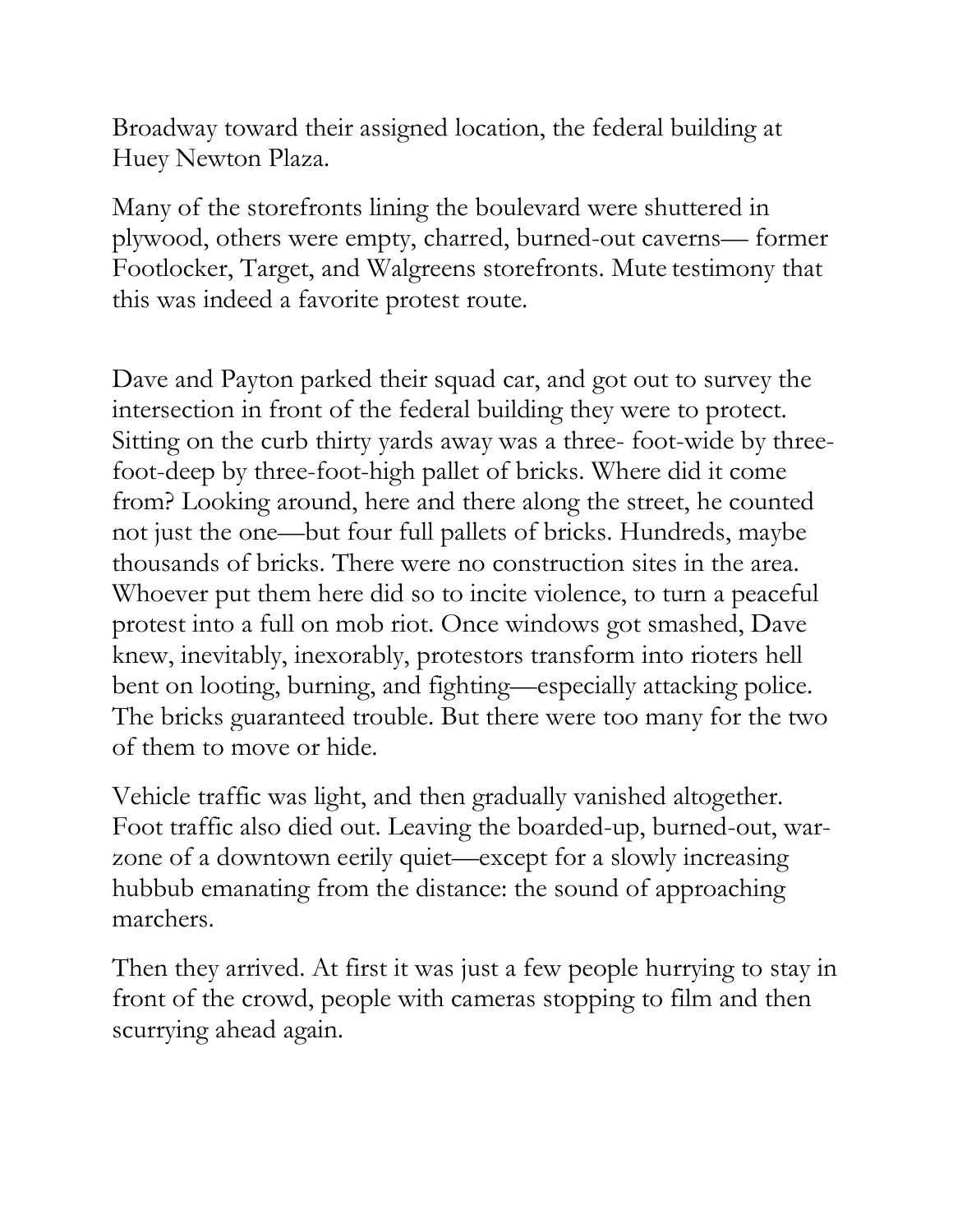Broadway toward their assigned location, the federal building at Huey Newton Plaza.

Many of the storefronts lining the boulevard were shuttered in plywood, others were empty, charred, burned-out caverns— former Footlocker, Target, and Walgreens storefronts. Mute testimony that this was indeed a favorite protest route.

Dave and Payton parked their squad car, and got out to survey the intersection in front of the federal building they were to protect. Sitting on the curb thirty yards away was a three- foot-wide by three-foot-deep by three-foot-high pallet of bricks. Where did it come from? Looking around, here and there along the street, he counted not just the one—but four full pallets of bricks. Hundreds, maybe thousands of bricks. There were no construction sites in the area. Whoever put them here did so to incite violence, to turn a peaceful protest into a full on mob riot. Once windows got smashed, Dave knew, inevitably, inexorably, protestors transform into rioters hell bent on looting, burning, and fighting—especially attacking police. The bricks guaranteed trouble. But there were too many for the two of them to move or hide.

Vehicle traffic was light, and then gradually vanished altogether. Foot traffic also died out. Leaving the boarded-up, burned-out, war-zone of a downtown eerily quiet—except for a slowly increasing hubbub emanating from the distance: the sound of approaching marchers.

Then they arrived. At first it was just a few people hurrying to stay in front of the crowd, people with cameras stopping to film and then scurrying ahead again.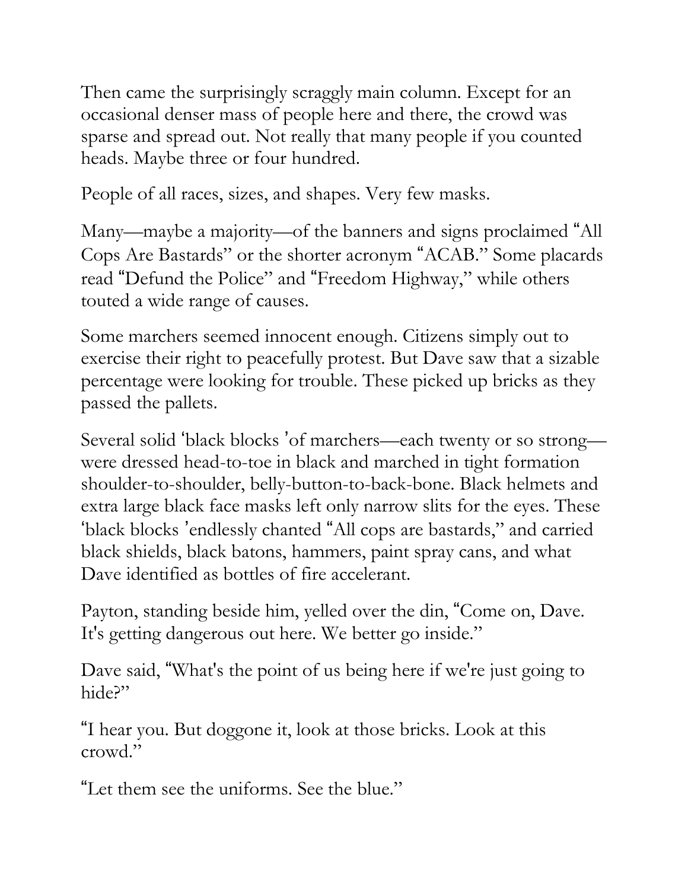Then came the surprisingly scraggly main column. Except for an occasional denser mass of people here and there, the crowd was sparse and spread out. Not really that many people if you counted heads. Maybe three or four hundred.

People of all races, sizes, and shapes. Very few masks.

Many—maybe a majority—of the banners and signs proclaimed "All Cops Are Bastards" or the shorter acronym "ACAB." Some placards read "Defund the Police" and "Freedom Highway," while others touted a wide range of causes.

Some marchers seemed innocent enough. Citizens simply out to exercise their right to peacefully protest. But Dave saw that a sizable percentage were looking for trouble. These picked up bricks as they passed the pallets.

Several solid 'black blocks 'of marchers—each twenty or so strong—were dressed head-to-toe in black and marched in tight formation shoulder-to-shoulder, belly-button-to-back-bone. Black helmets and extra large black face masks left only narrow slits for the eyes. These 'black blocks 'endlessly chanted "All cops are bastards," and carried black shields, black batons, hammers, paint spray cans, and what Dave identified as bottles of fire accelerant.

Payton, standing beside him, yelled over the din, "Come on, Dave. It's getting dangerous out here. We better go inside."

Dave said, "What's the point of us being here if we're just going to hide?"

"I hear you. But doggone it, look at those bricks. Look at this crowd."

"Let them see the uniforms. See the blue."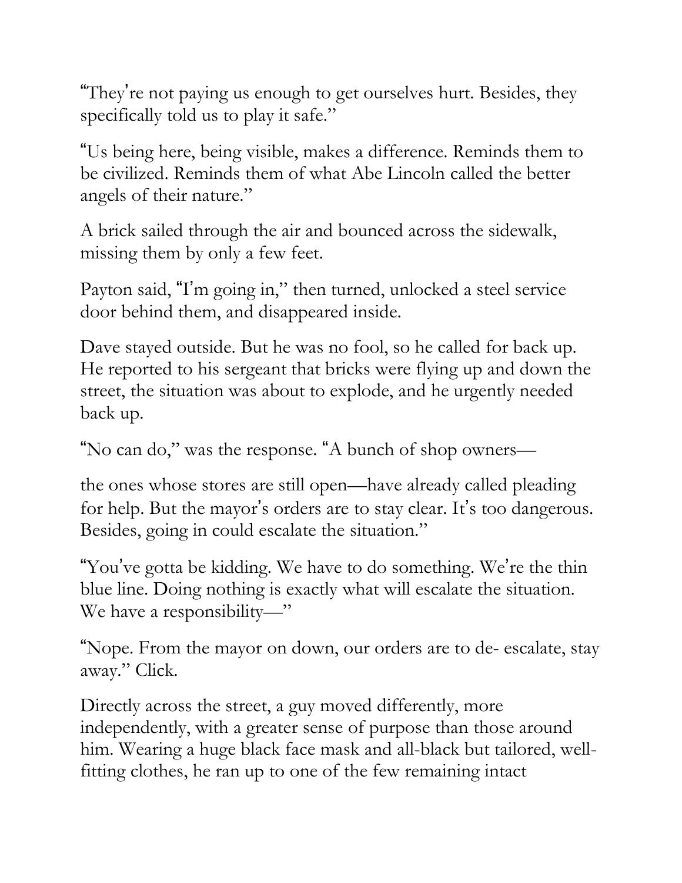"They're not paying us enough to get ourselves hurt. Besides, they specifically told us to play it safe."

"Us being here, being visible, makes a difference. Reminds them to be civilized. Reminds them of what Abe Lincoln called the better angels of their nature."

A brick sailed through the air and bounced across the sidewalk, missing them by only a few feet.

Payton said, "I'm going in," then turned, unlocked a steel service door behind them, and disappeared inside.

Dave stayed outside. But he was no fool, so he called for back up. He reported to his sergeant that bricks were flying up and down the street, the situation was about to explode, and he urgently needed back up.

"No can do," was the response. "A bunch of shop owners—

the ones whose stores are still open—have already called pleading for help. But the mayor's orders are to stay clear. It's too dangerous. Besides, going in could escalate the situation."

"You've gotta be kidding. We have to do something. We're the thin blue line. Doing nothing is exactly what will escalate the situation. We have a responsibility—"

"Nope. From the mayor on down, our orders are to de- escalate, stay away." Click.

Directly across the street, a guy moved differently, more independently, with a greater sense of purpose than those around him. Wearing a huge black face mask and all-black but tailored, well-fitting clothes, he ran up to one of the few remaining intact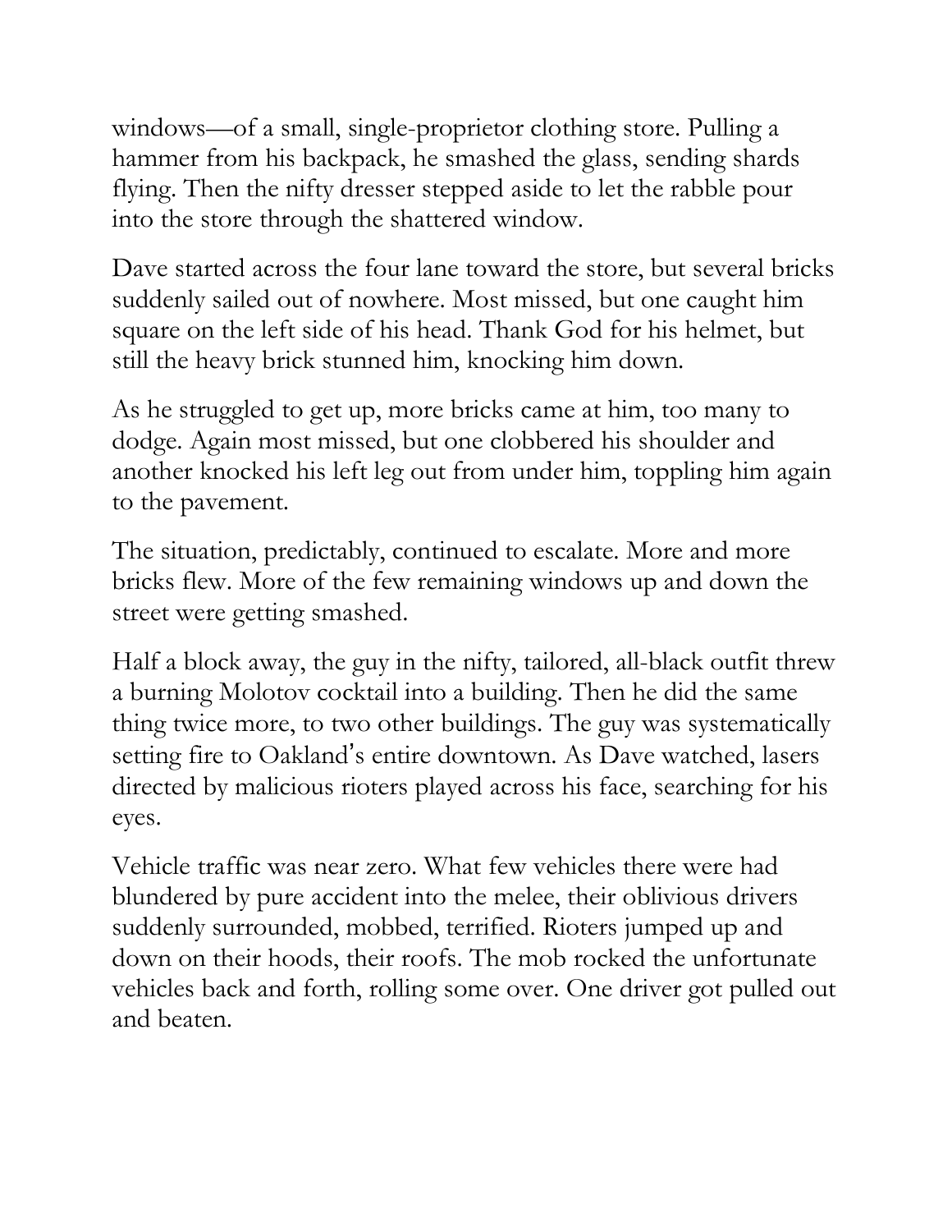windows—of a small, single-proprietor clothing store. Pulling a hammer from his backpack, he smashed the glass, sending shards flying. Then the nifty dresser stepped aside to let the rabble pour into the store through the shattered window.

Dave started across the four lane toward the store, but several bricks suddenly sailed out of nowhere. Most missed, but one caught him square on the left side of his head. Thank God for his helmet, but still the heavy brick stunned him, knocking him down.

As he struggled to get up, more bricks came at him, too many to dodge. Again most missed, but one clobbered his shoulder and another knocked his left leg out from under him, toppling him again to the pavement.

The situation, predictably, continued to escalate. More and more bricks flew. More of the few remaining windows up and down the street were getting smashed.

Half a block away, the guy in the nifty, tailored, all-black outfit threw a burning Molotov cocktail into a building. Then he did the same thing twice more, to two other buildings. The guy was systematically setting fire to Oakland's entire downtown. As Dave watched, lasers directed by malicious rioters played across his face, searching for his eyes.

Vehicle traffic was near zero. What few vehicles there were had blundered by pure accident into the melee, their oblivious drivers suddenly surrounded, mobbed, terrified. Rioters jumped up and down on their hoods, their roofs. The mob rocked the unfortunate vehicles back and forth, rolling some over. One driver got pulled out and beaten.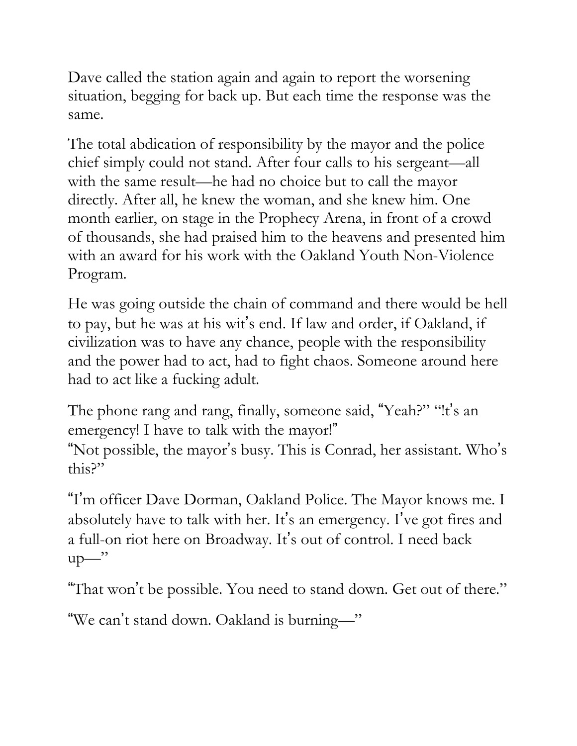Dave called the station again and again to report the worsening situation, begging for back up. But each time the response was the same.

The total abdication of responsibility by the mayor and the police chief simply could not stand. After four calls to his sergeant—all with the same result—he had no choice but to call the mayor directly. After all, he knew the woman, and she knew him. One month earlier, on stage in the Prophecy Arena, in front of a crowd of thousands, she had praised him to the heavens and presented him with an award for his work with the Oakland Youth Non-Violence Program.

He was going outside the chain of command and there would be hell to pay, but he was at his wit's end. If law and order, if Oakland, if civilization was to have any chance, people with the responsibility and the power had to act, had to fight chaos. Someone around here had to act like a fucking adult.

The phone rang and rang, finally, someone said, "Yeah?" "!t's an emergency! I have to talk with the mayor!"
"Not possible, the mayor's busy. This is Conrad, her assistant. Who's this?"

"I'm officer Dave Dorman, Oakland Police. The Mayor knows me. I absolutely have to talk with her. It's an emergency. I've got fires and a full-on riot here on Broadway. It's out of control. I need back up—"

"That won't be possible. You need to stand down. Get out of there."

"We can't stand down. Oakland is burning—"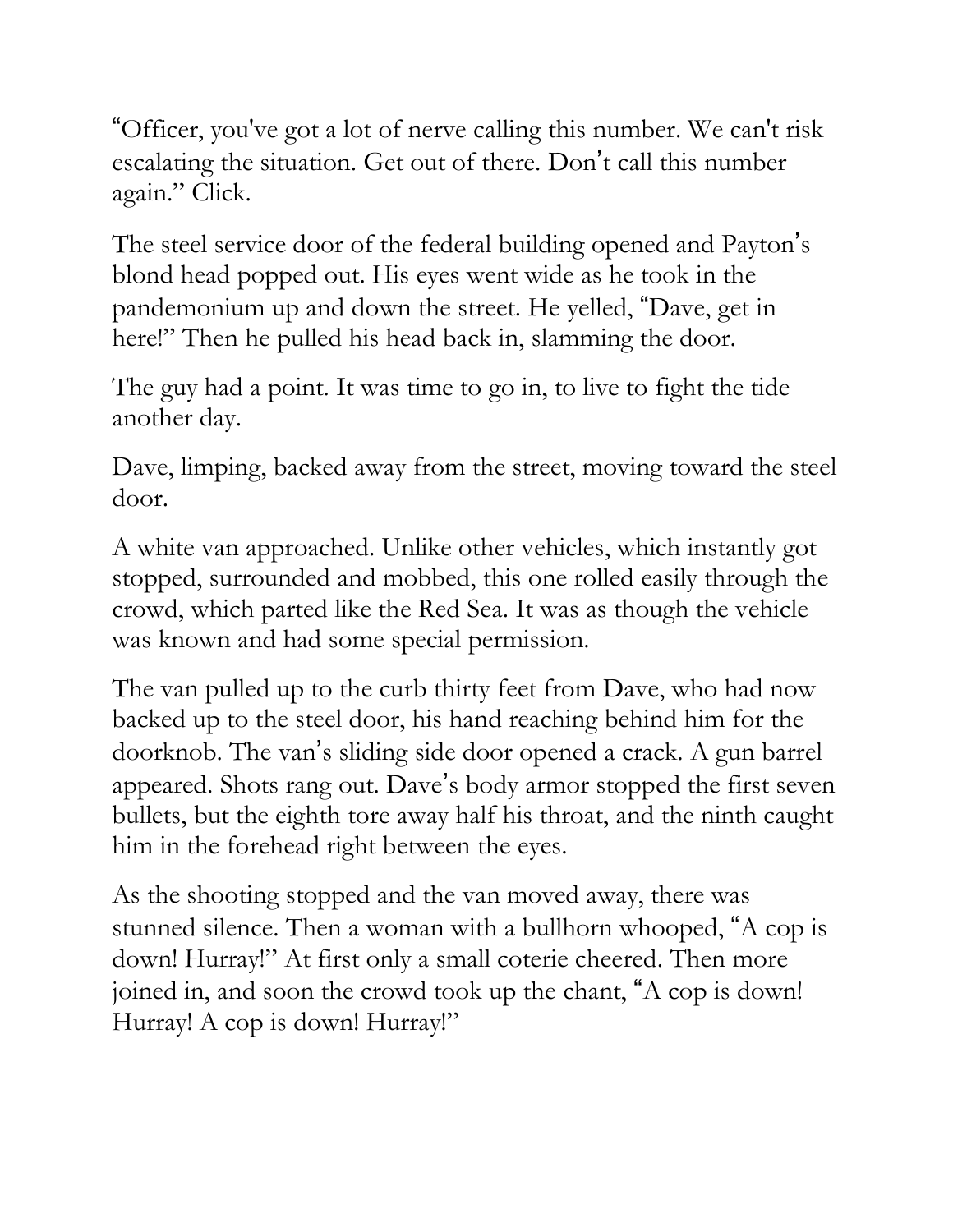"Officer, you've got a lot of nerve calling this number. We can't risk escalating the situation. Get out of there. Don't call this number again." Click.

The steel service door of the federal building opened and Payton's blond head popped out. His eyes went wide as he took in the pandemonium up and down the street. He yelled, "Dave, get in here!" Then he pulled his head back in, slamming the door.

The guy had a point. It was time to go in, to live to fight the tide another day.

Dave, limping, backed away from the street, moving toward the steel door.

A white van approached. Unlike other vehicles, which instantly got stopped, surrounded and mobbed, this one rolled easily through the crowd, which parted like the Red Sea. It was as though the vehicle was known and had some special permission.

The van pulled up to the curb thirty feet from Dave, who had now backed up to the steel door, his hand reaching behind him for the doorknob. The van's sliding side door opened a crack. A gun barrel appeared. Shots rang out. Dave's body armor stopped the first seven bullets, but the eighth tore away half his throat, and the ninth caught him in the forehead right between the eyes.

As the shooting stopped and the van moved away, there was stunned silence. Then a woman with a bullhorn whooped, "A cop is down! Hurray!" At first only a small coterie cheered. Then more joined in, and soon the crowd took up the chant, "A cop is down! Hurray! A cop is down! Hurray!"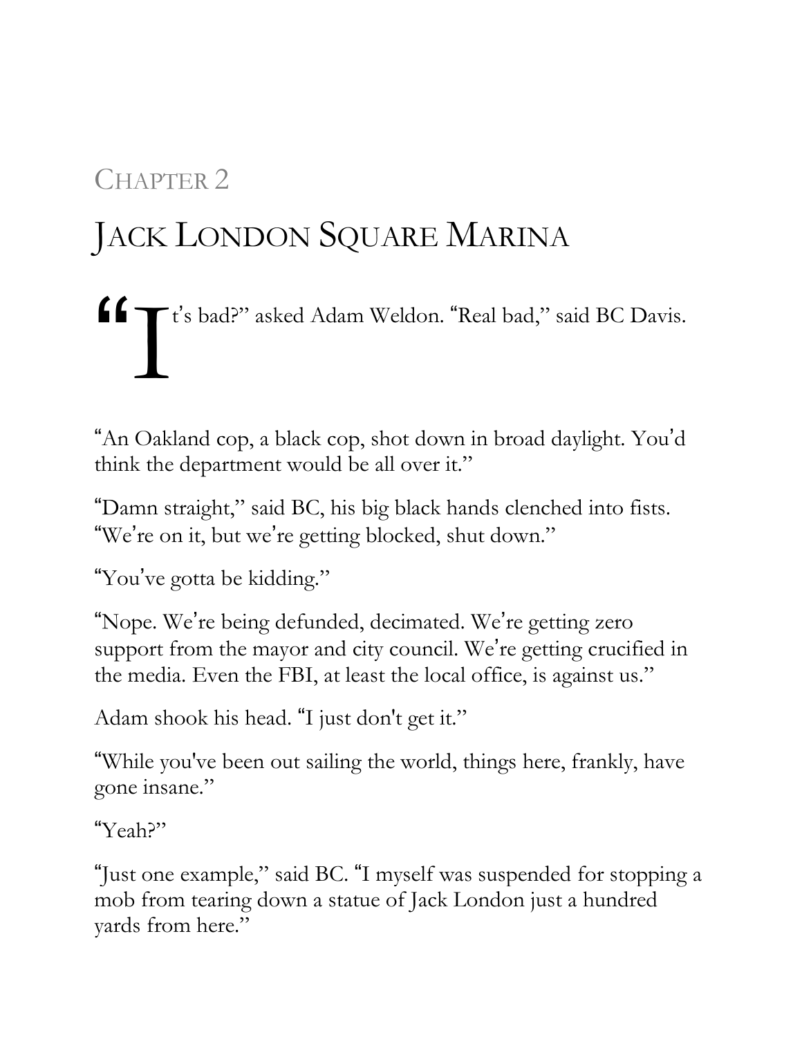## Chapter 2

# Jack London Square Marina

"It's bad?" asked Adam Weldon. "Real bad," said BC Davis.

"An Oakland cop, a black cop, shot down in broad daylight. You'd think the department would be all over it."

"Damn straight," said BC, his big black hands clenched into fists. "We're on it, but we're getting blocked, shut down."

"You've gotta be kidding."

"Nope. We're being defunded, decimated. We're getting zero support from the mayor and city council. We're getting crucified in the media. Even the FBI, at least the local office, is against us."

Adam shook his head. "I just don't get it."

"While you've been out sailing the world, things here, frankly, have gone insane."

"Yeah?"

"Just one example," said BC. "I myself was suspended for stopping a mob from tearing down a statue of Jack London just a hundred yards from here."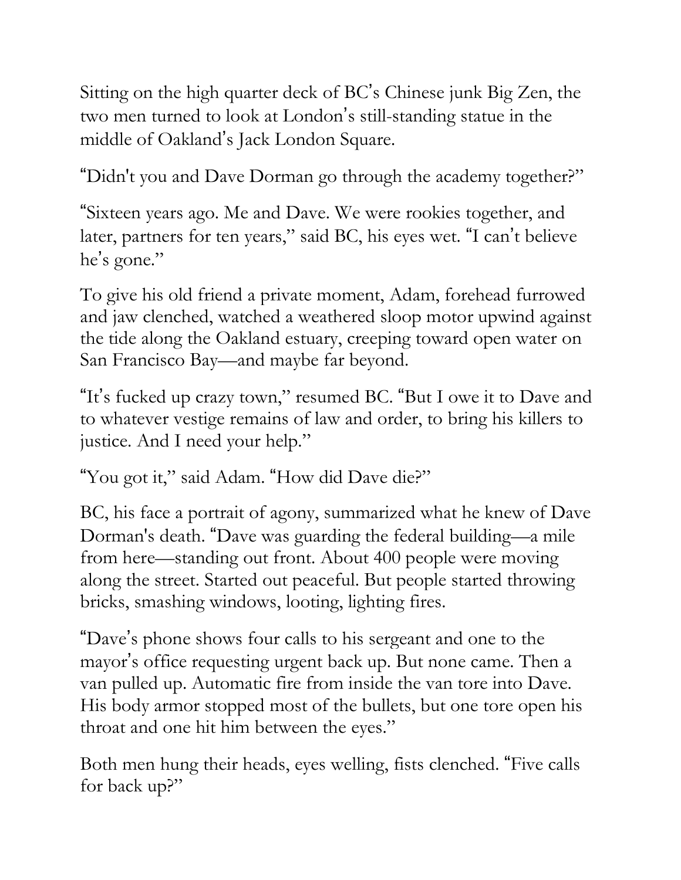Sitting on the high quarter deck of BC's Chinese junk Big Zen, the two men turned to look at London's still-standing statue in the middle of Oakland's Jack London Square.

"Didn't you and Dave Dorman go through the academy together?"

"Sixteen years ago. Me and Dave. We were rookies together, and later, partners for ten years," said BC, his eyes wet. "I can't believe he's gone."

To give his old friend a private moment, Adam, forehead furrowed and jaw clenched, watched a weathered sloop motor upwind against the tide along the Oakland estuary, creeping toward open water on San Francisco Bay—and maybe far beyond.

"It's fucked up crazy town," resumed BC. "But I owe it to Dave and to whatever vestige remains of law and order, to bring his killers to justice. And I need your help."

"You got it," said Adam. "How did Dave die?"

BC, his face a portrait of agony, summarized what he knew of Dave Dorman's death. "Dave was guarding the federal building—a mile from here—standing out front. About 400 people were moving along the street. Started out peaceful. But people started throwing bricks, smashing windows, looting, lighting fires.

"Dave's phone shows four calls to his sergeant and one to the mayor's office requesting urgent back up. But none came. Then a van pulled up. Automatic fire from inside the van tore into Dave. His body armor stopped most of the bullets, but one tore open his throat and one hit him between the eyes."

Both men hung their heads, eyes welling, fists clenched. "Five calls for back up?"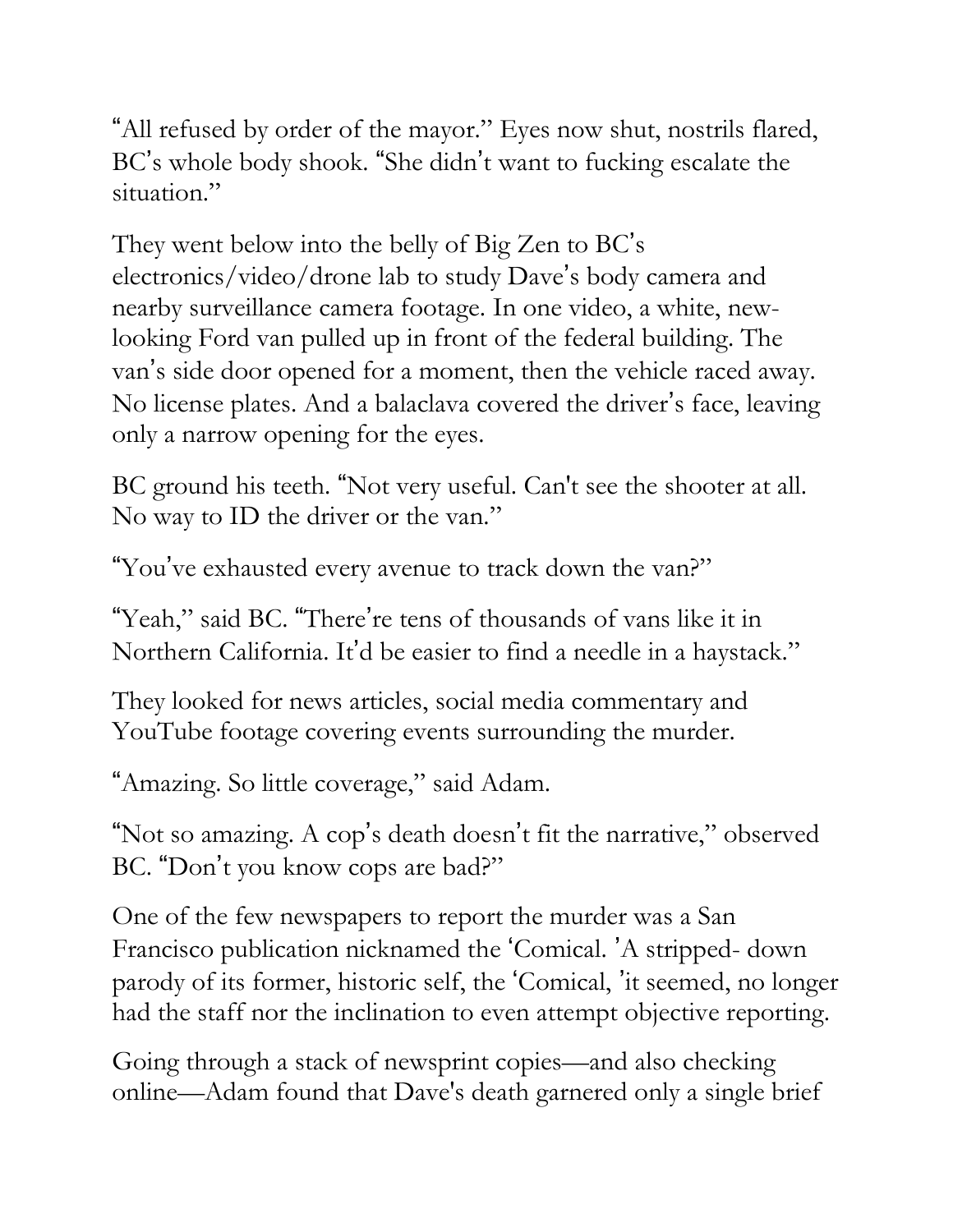"All refused by order of the mayor." Eyes now shut, nostrils flared, BC's whole body shook. "She didn't want to fucking escalate the situation."

They went below into the belly of Big Zen to BC's electronics/video/drone lab to study Dave's body camera and nearby surveillance camera footage. In one video, a white, new-looking Ford van pulled up in front of the federal building. The van's side door opened for a moment, then the vehicle raced away. No license plates. And a balaclava covered the driver's face, leaving only a narrow opening for the eyes.

BC ground his teeth. "Not very useful. Can't see the shooter at all. No way to ID the driver or the van."

"You've exhausted every avenue to track down the van?"

"Yeah," said BC. "There're tens of thousands of vans like it in Northern California. It'd be easier to find a needle in a haystack."

They looked for news articles, social media commentary and YouTube footage covering events surrounding the murder.

"Amazing. So little coverage," said Adam.

"Not so amazing. A cop's death doesn't fit the narrative," observed BC. "Don't you know cops are bad?"

One of the few newspapers to report the murder was a San Francisco publication nicknamed the 'Comical. 'A stripped- down parody of its former, historic self, the 'Comical, 'it seemed, no longer had the staff nor the inclination to even attempt objective reporting.

Going through a stack of newsprint copies—and also checking online—Adam found that Dave's death garnered only a single brief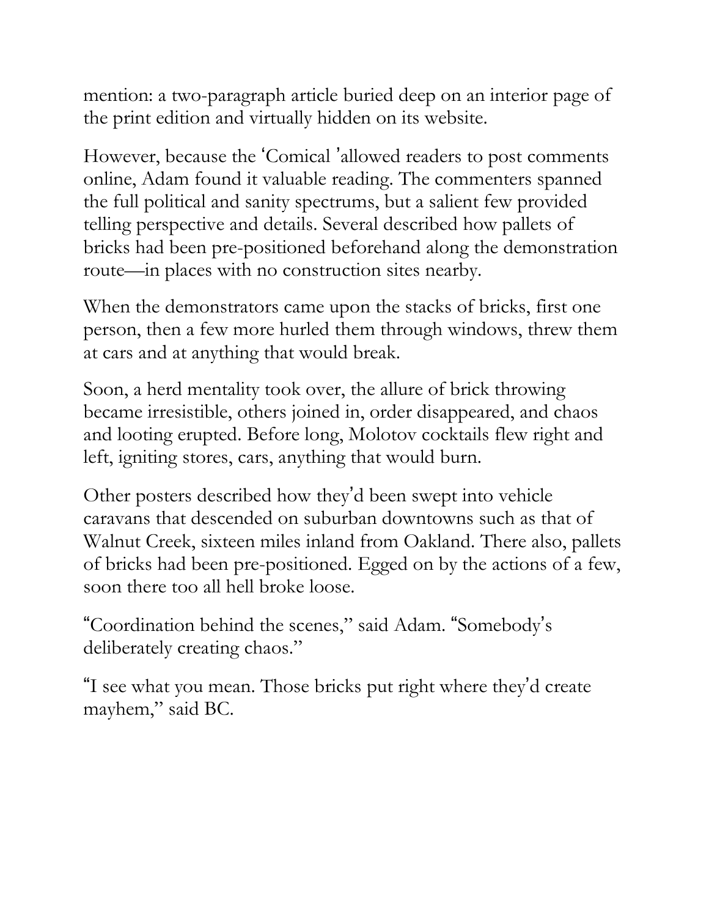mention: a two-paragraph article buried deep on an interior page of the print edition and virtually hidden on its website.

However, because the 'Comical 'allowed readers to post comments online, Adam found it valuable reading. The commenters spanned the full political and sanity spectrums, but a salient few provided telling perspective and details. Several described how pallets of bricks had been pre-positioned beforehand along the demonstration route—in places with no construction sites nearby.

When the demonstrators came upon the stacks of bricks, first one person, then a few more hurled them through windows, threw them at cars and at anything that would break.

Soon, a herd mentality took over, the allure of brick throwing became irresistible, others joined in, order disappeared, and chaos and looting erupted. Before long, Molotov cocktails flew right and left, igniting stores, cars, anything that would burn.

Other posters described how they'd been swept into vehicle caravans that descended on suburban downtowns such as that of Walnut Creek, sixteen miles inland from Oakland. There also, pallets of bricks had been pre-positioned. Egged on by the actions of a few, soon there too all hell broke loose.

"Coordination behind the scenes," said Adam. "Somebody's deliberately creating chaos."

"I see what you mean. Those bricks put right where they'd create mayhem," said BC.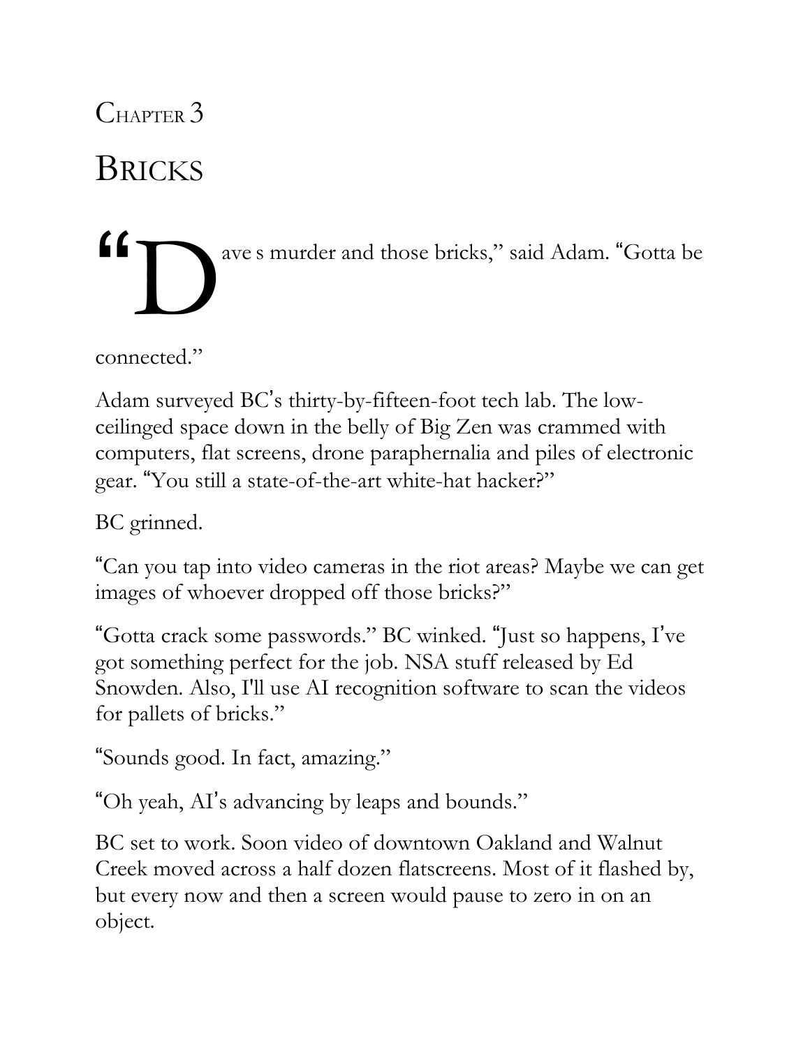# Chapter 3

## Bricks

"Dave s murder and those bricks," said Adam. "Gotta be connected."

Adam surveyed BC's thirty-by-fifteen-foot tech lab. The low-ceilinged space down in the belly of Big Zen was crammed with computers, flat screens, drone paraphernalia and piles of electronic gear. "You still a state-of-the-art white-hat hacker?"

BC grinned.

"Can you tap into video cameras in the riot areas? Maybe we can get images of whoever dropped off those bricks?"

"Gotta crack some passwords." BC winked. "Just so happens, I've got something perfect for the job. NSA stuff released by Ed Snowden. Also, I'll use AI recognition software to scan the videos for pallets of bricks."

"Sounds good. In fact, amazing."

"Oh yeah, AI's advancing by leaps and bounds."

BC set to work. Soon video of downtown Oakland and Walnut Creek moved across a half dozen flatscreens. Most of it flashed by, but every now and then a screen would pause to zero in on an object.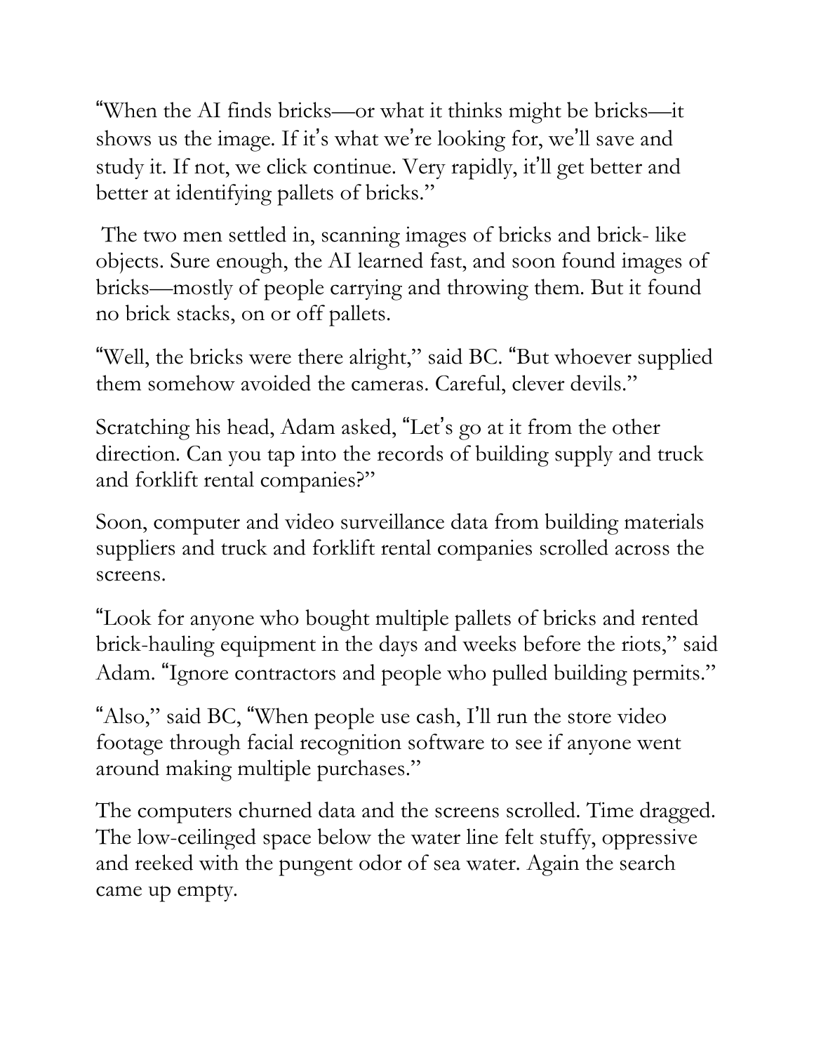"When the AI finds bricks—or what it thinks might be bricks—it shows us the image. If it's what we're looking for, we'll save and study it. If not, we click continue. Very rapidly, it'll get better and better at identifying pallets of bricks."

The two men settled in, scanning images of bricks and brick- like objects. Sure enough, the AI learned fast, and soon found images of bricks—mostly of people carrying and throwing them. But it found no brick stacks, on or off pallets.

"Well, the bricks were there alright," said BC. "But whoever supplied them somehow avoided the cameras. Careful, clever devils."

Scratching his head, Adam asked, "Let's go at it from the other direction. Can you tap into the records of building supply and truck and forklift rental companies?"

Soon, computer and video surveillance data from building materials suppliers and truck and forklift rental companies scrolled across the screens.

"Look for anyone who bought multiple pallets of bricks and rented brick-hauling equipment in the days and weeks before the riots," said Adam. "Ignore contractors and people who pulled building permits."

"Also," said BC, "When people use cash, I'll run the store video footage through facial recognition software to see if anyone went around making multiple purchases."

The computers churned data and the screens scrolled. Time dragged. The low-ceilinged space below the water line felt stuffy, oppressive and reeked with the pungent odor of sea water. Again the search came up empty.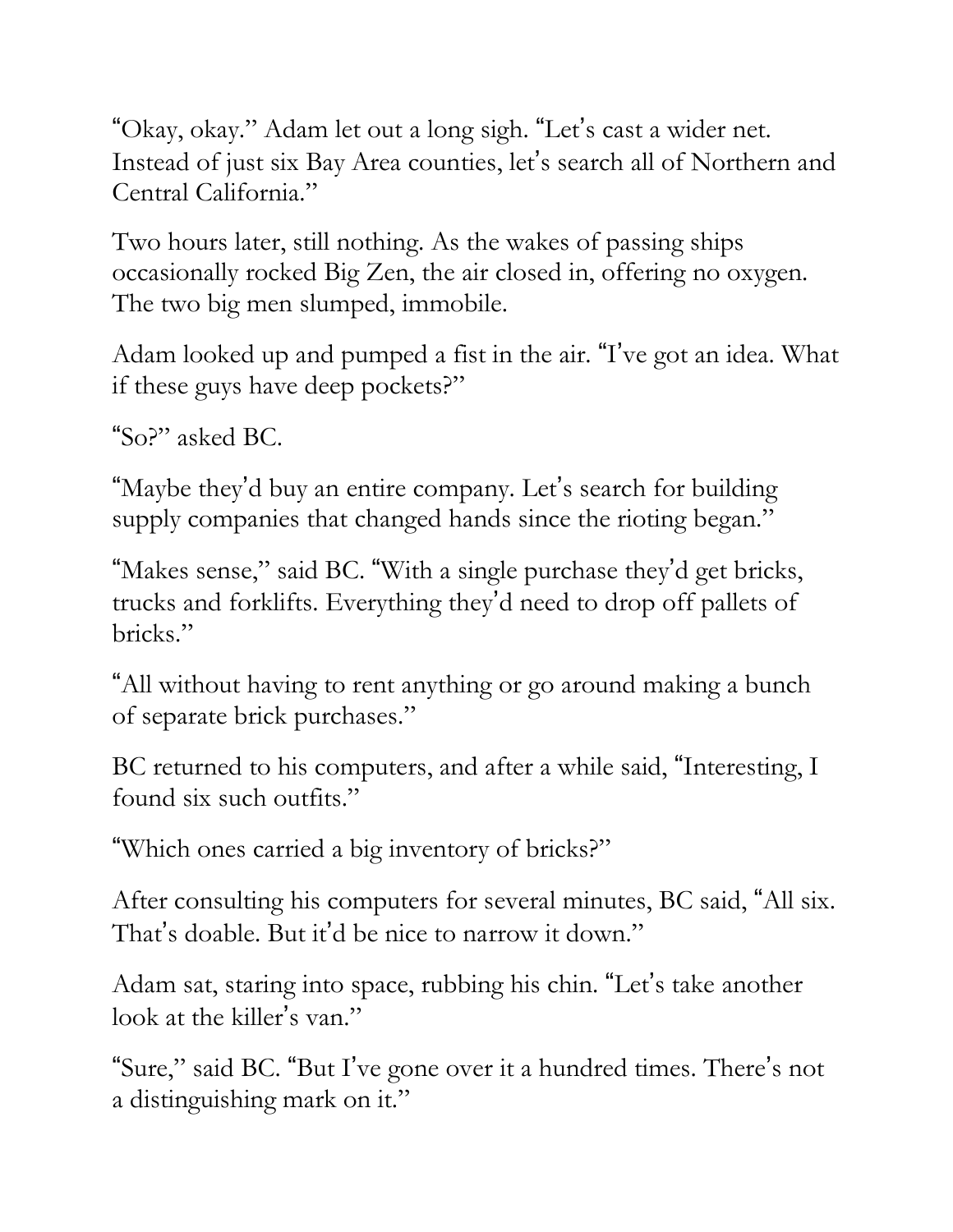"Okay, okay." Adam let out a long sigh. "Let's cast a wider net. Instead of just six Bay Area counties, let's search all of Northern and Central California."

Two hours later, still nothing. As the wakes of passing ships occasionally rocked Big Zen, the air closed in, offering no oxygen. The two big men slumped, immobile.

Adam looked up and pumped a fist in the air. "I've got an idea. What if these guys have deep pockets?"

"So?" asked BC.

"Maybe they'd buy an entire company. Let's search for building supply companies that changed hands since the rioting began."

"Makes sense," said BC. "With a single purchase they'd get bricks, trucks and forklifts. Everything they'd need to drop off pallets of bricks."

"All without having to rent anything or go around making a bunch of separate brick purchases."

BC returned to his computers, and after a while said, "Interesting, I found six such outfits."

"Which ones carried a big inventory of bricks?"

After consulting his computers for several minutes, BC said, "All six. That's doable. But it'd be nice to narrow it down."

Adam sat, staring into space, rubbing his chin. "Let's take another look at the killer's van."

"Sure," said BC. "But I've gone over it a hundred times. There's not a distinguishing mark on it."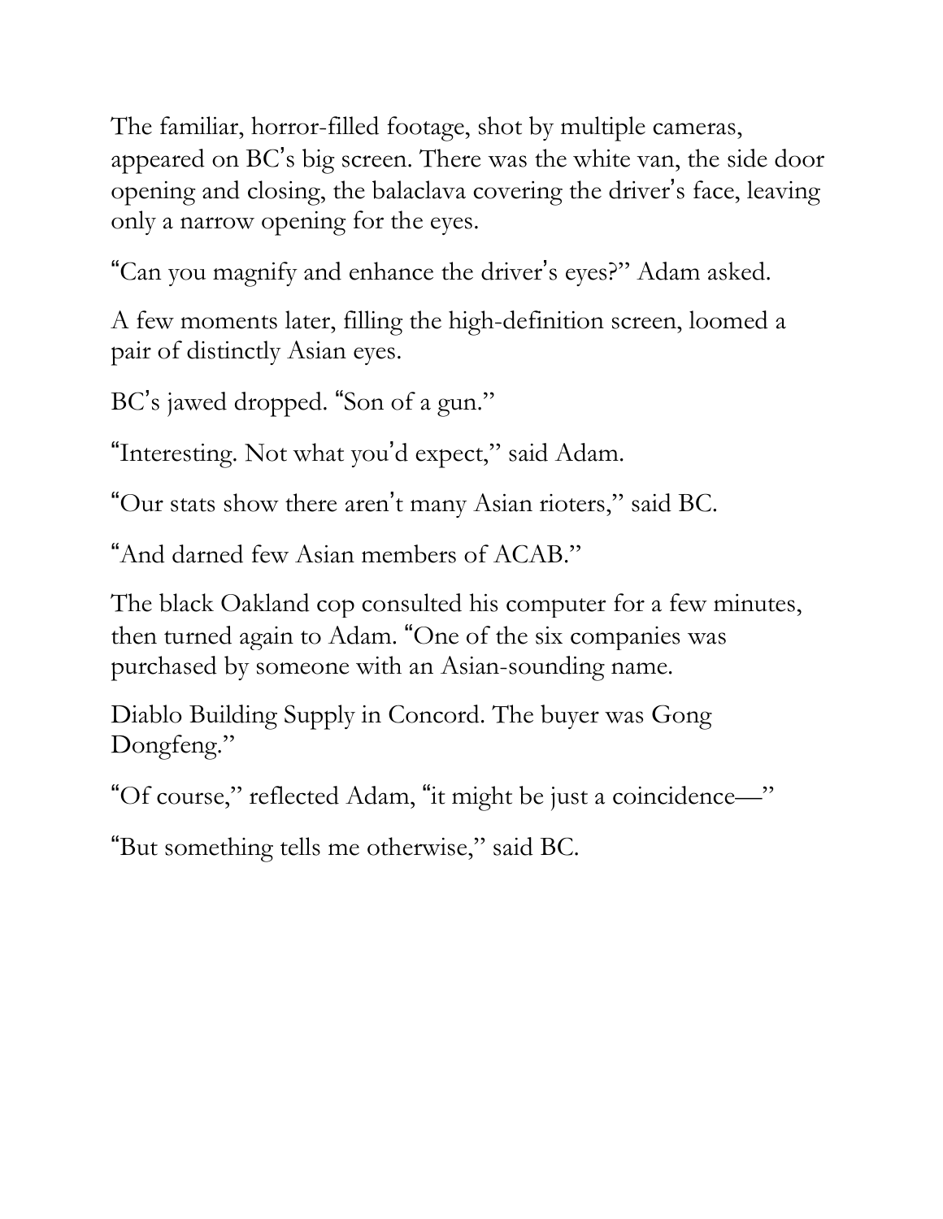The familiar, horror-filled footage, shot by multiple cameras, appeared on BC's big screen. There was the white van, the side door opening and closing, the balaclava covering the driver's face, leaving only a narrow opening for the eyes.

"Can you magnify and enhance the driver's eyes?" Adam asked.

A few moments later, filling the high-definition screen, loomed a pair of distinctly Asian eyes.

BC's jawed dropped. "Son of a gun."

"Interesting. Not what you'd expect," said Adam.

"Our stats show there aren't many Asian rioters," said BC.

"And darned few Asian members of ACAB."

The black Oakland cop consulted his computer for a few minutes, then turned again to Adam. "One of the six companies was purchased by someone with an Asian-sounding name.

Diablo Building Supply in Concord. The buyer was Gong Dongfeng."

"Of course," reflected Adam, "it might be just a coincidence—"

"But something tells me otherwise," said BC.